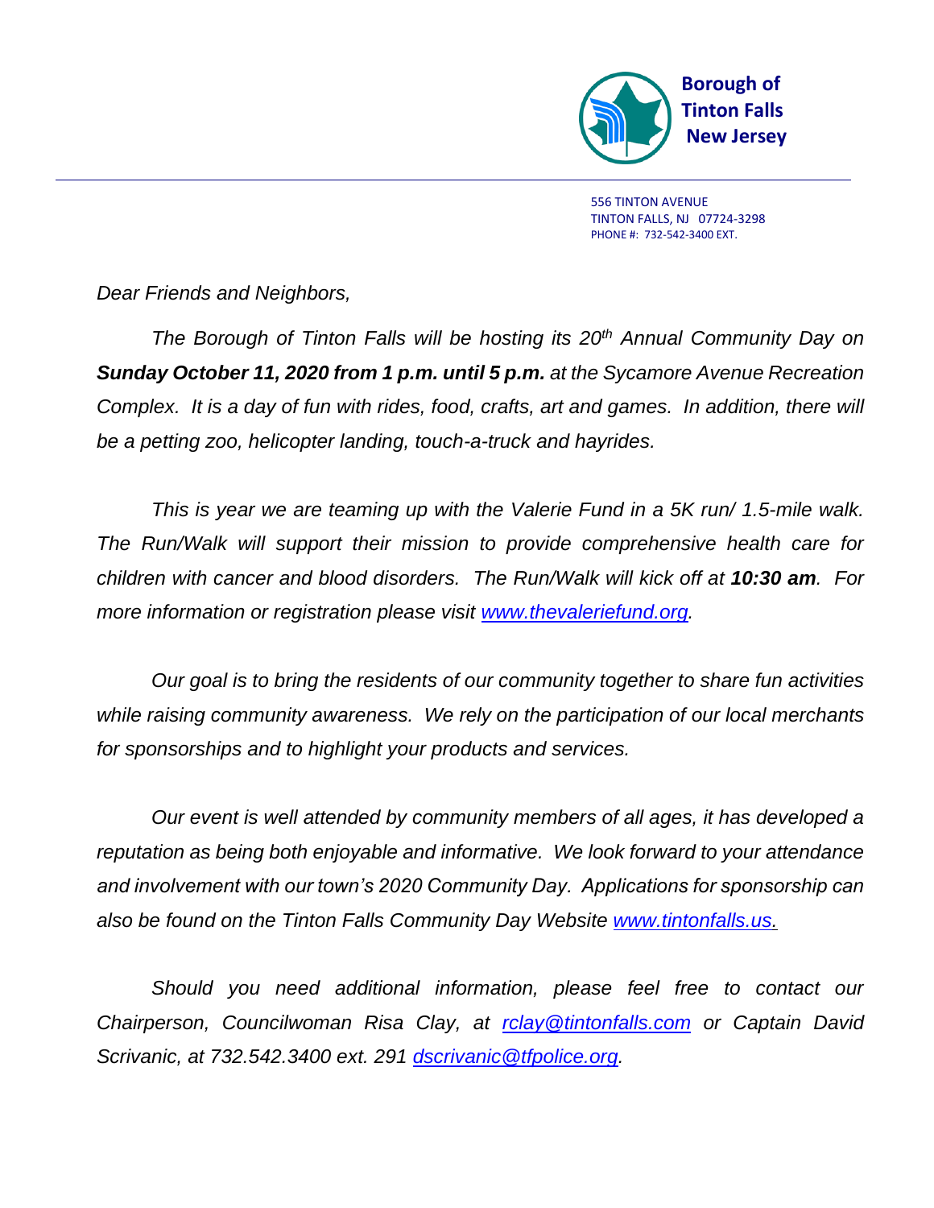**Borough of Tinton Falls New Jersey**

556 TINTON AVENUE
TINTON FALLS, NJ 07724-3298
PHONE #: 732-542-3400 EXT.

*Dear Friends and Neighbors,*

*The Borough of Tinton Falls will be hosting its 20th Annual Community Day on* ***Sunday October 11, 2020 from 1 p.m. until 5 p.m.*** *at the Sycamore Avenue Recreation Complex. It is a day of fun with rides, food, crafts, art and games. In addition, there will be a petting zoo, helicopter landing, touch-a-truck and hayrides.*

*This is year we are teaming up with the Valerie Fund in a 5K run/ 1.5-mile walk. The Run/Walk will support their mission to provide comprehensive health care for children with cancer and blood disorders. The Run/Walk will kick off at* ***10:30 am****. For more information or registration please visit www.thevaleriefund.org.*

*Our goal is to bring the residents of our community together to share fun activities while raising community awareness. We rely on the participation of our local merchants for sponsorships and to highlight your products and services.*

*Our event is well attended by community members of all ages, it has developed a reputation as being both enjoyable and informative. We look forward to your attendance and involvement with our town's 2020 Community Day. Applications for sponsorship can also be found on the Tinton Falls Community Day Website www.tintonfalls.us.*

*Should you need additional information, please feel free to contact our Chairperson, Councilwoman Risa Clay, at rclay@tintonfalls.com or Captain David Scrivanic, at 732.542.3400 ext. 291 dscrivanic@tfpolice.org.*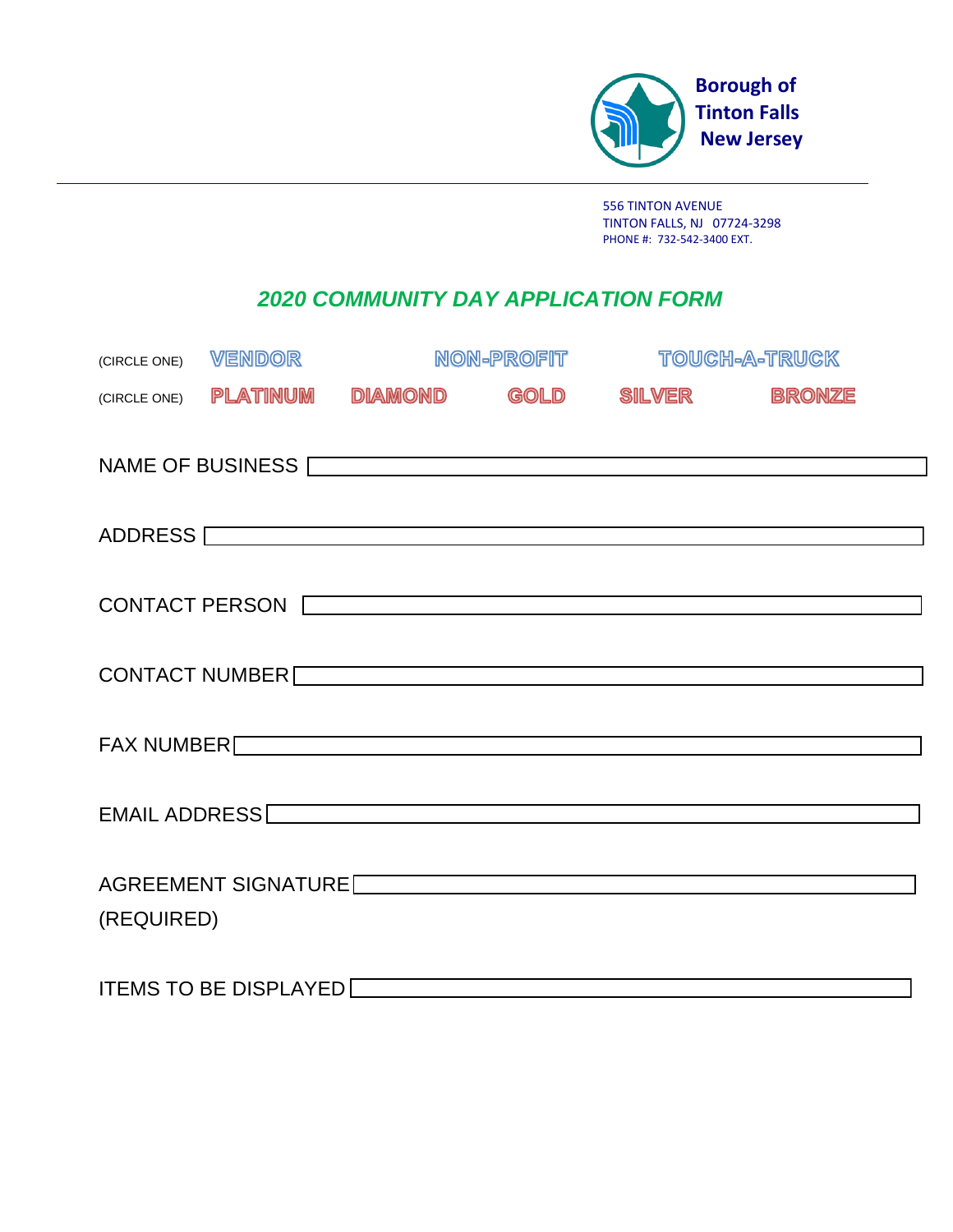Borough of
Tinton Falls
New Jersey

556 TINTON AVENUE
TINTON FALLS, NJ 07724-3298
PHONE #: 732-542-3400 EXT.

## *2020 COMMUNITY DAY APPLICATION FORM*

(CIRCLE ONE) VENDOR NON-PROFIT TOUCH-A-TRUCK

(CIRCLE ONE) PLATINUM DIAMOND GOLD SILVER BRONZE

NAME OF BUSINESS

ADDRESS

CONTACT PERSON

CONTACT NUMBER

FAX NUMBER

EMAIL ADDRESS

AGREEMENT SIGNATURE
(REQUIRED)

ITEMS TO BE DISPLAYED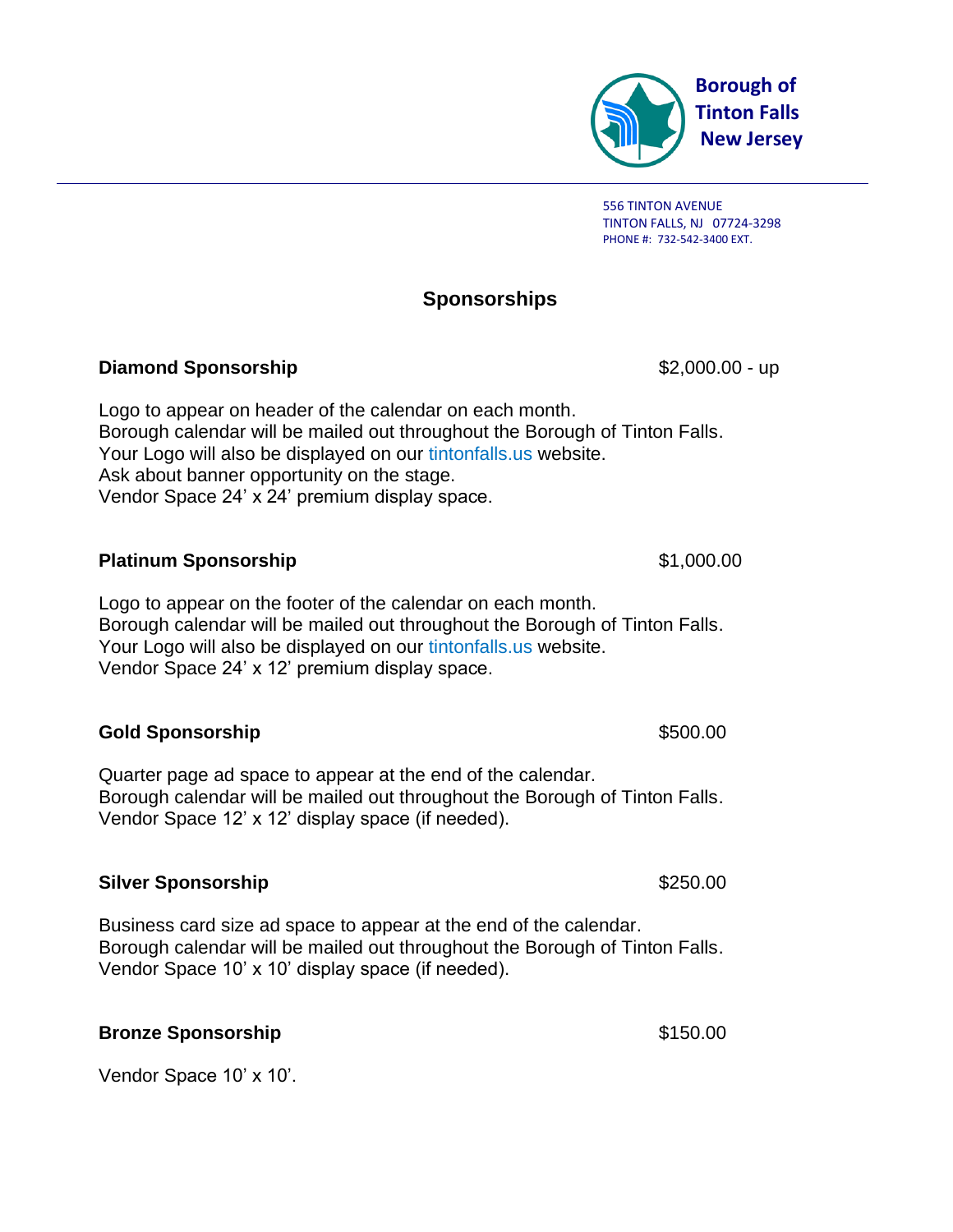**Borough of Tinton Falls New Jersey**

556 TINTON AVENUE
TINTON FALLS, NJ 07724-3298
PHONE #: 732-542-3400 EXT.

## Sponsorships

**Diamond Sponsorship** $2,000.00 - up

Logo to appear on header of the calendar on each month.
Borough calendar will be mailed out throughout the Borough of Tinton Falls.
Your Logo will also be displayed on our tintonfalls.us website.
Ask about banner opportunity on the stage.
Vendor Space 24' x 24' premium display space.

**Platinum Sponsorship** $1,000.00

Logo to appear on the footer of the calendar on each month.
Borough calendar will be mailed out throughout the Borough of Tinton Falls.
Your Logo will also be displayed on our tintonfalls.us website.
Vendor Space 24' x 12' premium display space.

**Gold Sponsorship** $500.00

Quarter page ad space to appear at the end of the calendar.
Borough calendar will be mailed out throughout the Borough of Tinton Falls.
Vendor Space 12' x 12' display space (if needed).

**Silver Sponsorship** $250.00

Business card size ad space to appear at the end of the calendar.
Borough calendar will be mailed out throughout the Borough of Tinton Falls.
Vendor Space 10' x 10' display space (if needed).

**Bronze Sponsorship** $150.00

Vendor Space 10' x 10'.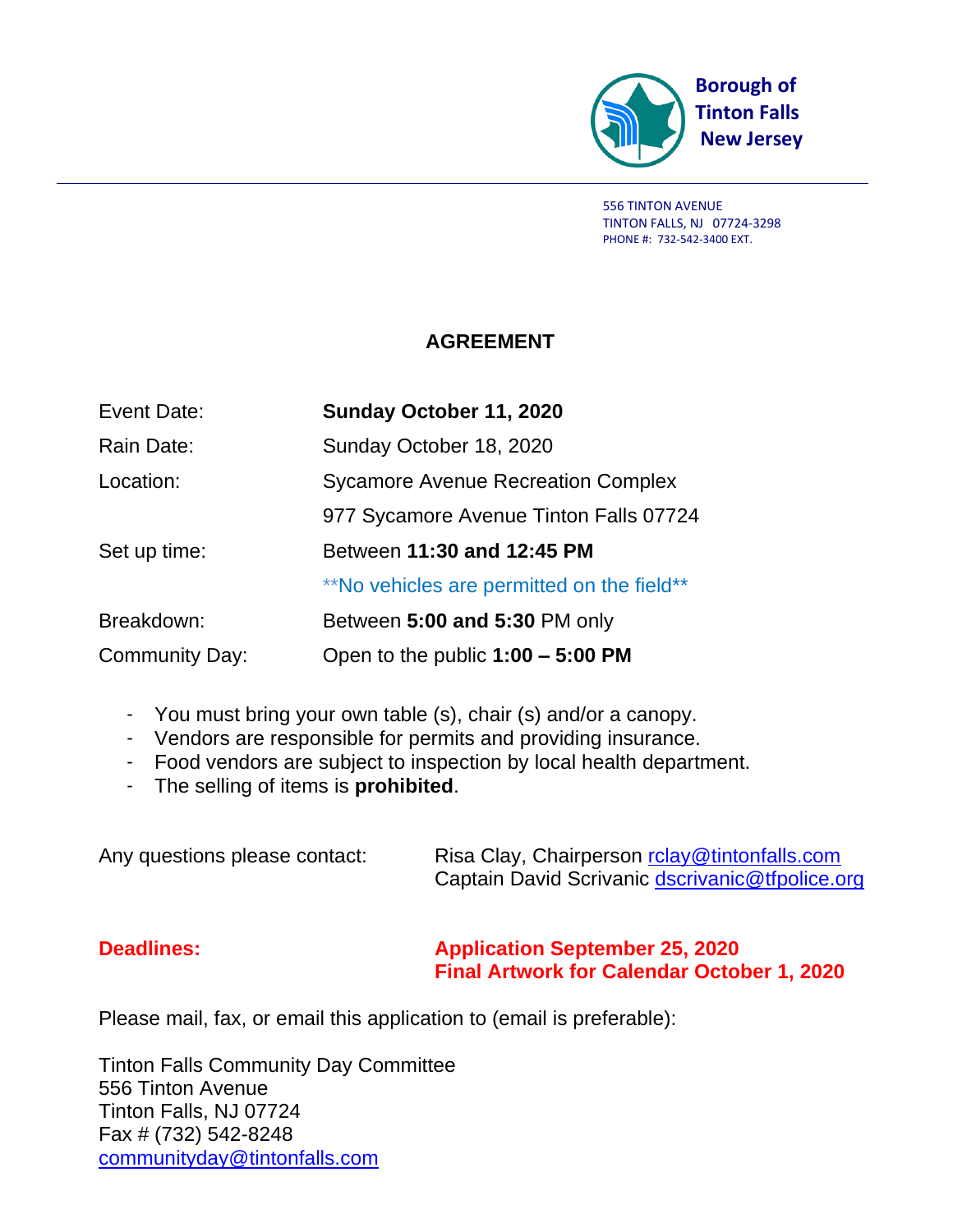Borough of Tinton Falls New Jersey

556 TINTON AVENUE
TINTON FALLS, NJ 07724-3298
PHONE #: 732-542-3400 EXT.

## AGREEMENT

| | |
|---|---|
| Event Date: | **Sunday October 11, 2020** |
| Rain Date: | Sunday October 18, 2020 |
| Location: | Sycamore Avenue Recreation Complex |
| | 977 Sycamore Avenue Tinton Falls 07724 |
| Set up time: | Between **11:30 and 12:45 PM** |
| | **No vehicles are permitted on the field** |
| Breakdown: | Between **5:00 and 5:30** PM only |
| Community Day: | Open to the public **1:00 – 5:00 PM** |

- You must bring your own table (s), chair (s) and/or a canopy.
- Vendors are responsible for permits and providing insurance.
- Food vendors are subject to inspection by local health department.
- The selling of items is **prohibited**.

Any questions please contact: Risa Clay, Chairperson rclay@tintonfalls.com
Captain David Scrivanic dscrivanic@tfpolice.org

**Deadlines:** **Application September 25, 2020**
**Final Artwork for Calendar October 1, 2020**

Please mail, fax, or email this application to (email is preferable):

Tinton Falls Community Day Committee
556 Tinton Avenue
Tinton Falls, NJ 07724
Fax # (732) 542-8248
communityday@tintonfalls.com